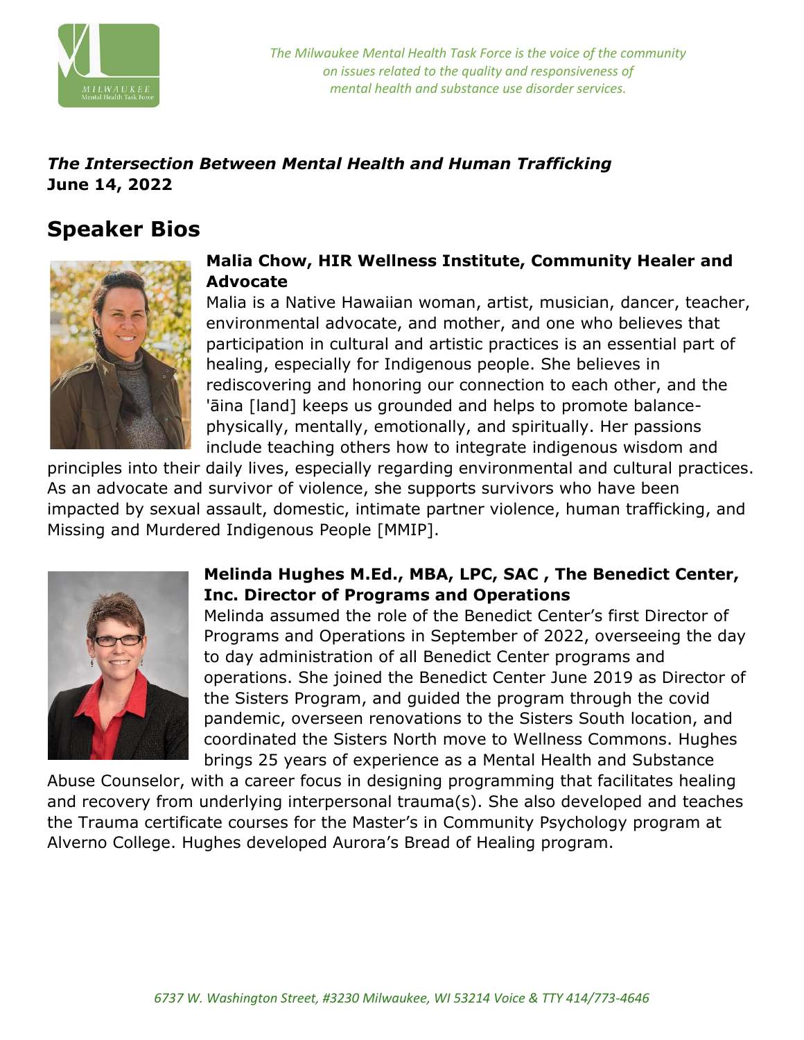*The Milwaukee Mental Health Task Force is the voice of the community on issues related to the quality and responsiveness of mental health and substance use disorder services.*

***The Intersection Between Mental Health and Human Trafficking***
**June 14, 2022**

# Speaker Bios

### Malia Chow, HIR Wellness Institute, Community Healer and Advocate

Malia is a Native Hawaiian woman, artist, musician, dancer, teacher, environmental advocate, and mother, and one who believes that participation in cultural and artistic practices is an essential part of healing, especially for Indigenous people. She believes in rediscovering and honoring our connection to each other, and the 'āina [land] keeps us grounded and helps to promote balance- physically, mentally, emotionally, and spiritually. Her passions include teaching others how to integrate indigenous wisdom and principles into their daily lives, especially regarding environmental and cultural practices. As an advocate and survivor of violence, she supports survivors who have been impacted by sexual assault, domestic, intimate partner violence, human trafficking, and Missing and Murdered Indigenous People [MMIP].

### Melinda Hughes M.Ed., MBA, LPC, SAC , The Benedict Center, Inc. Director of Programs and Operations

Melinda assumed the role of the Benedict Center's first Director of Programs and Operations in September of 2022, overseeing the day to day administration of all Benedict Center programs and operations. She joined the Benedict Center June 2019 as Director of the Sisters Program, and guided the program through the covid pandemic, overseen renovations to the Sisters South location, and coordinated the Sisters North move to Wellness Commons. Hughes brings 25 years of experience as a Mental Health and Substance Abuse Counselor, with a career focus in designing programming that facilitates healing and recovery from underlying interpersonal trauma(s). She also developed and teaches the Trauma certificate courses for the Master's in Community Psychology program at Alverno College. Hughes developed Aurora's Bread of Healing program.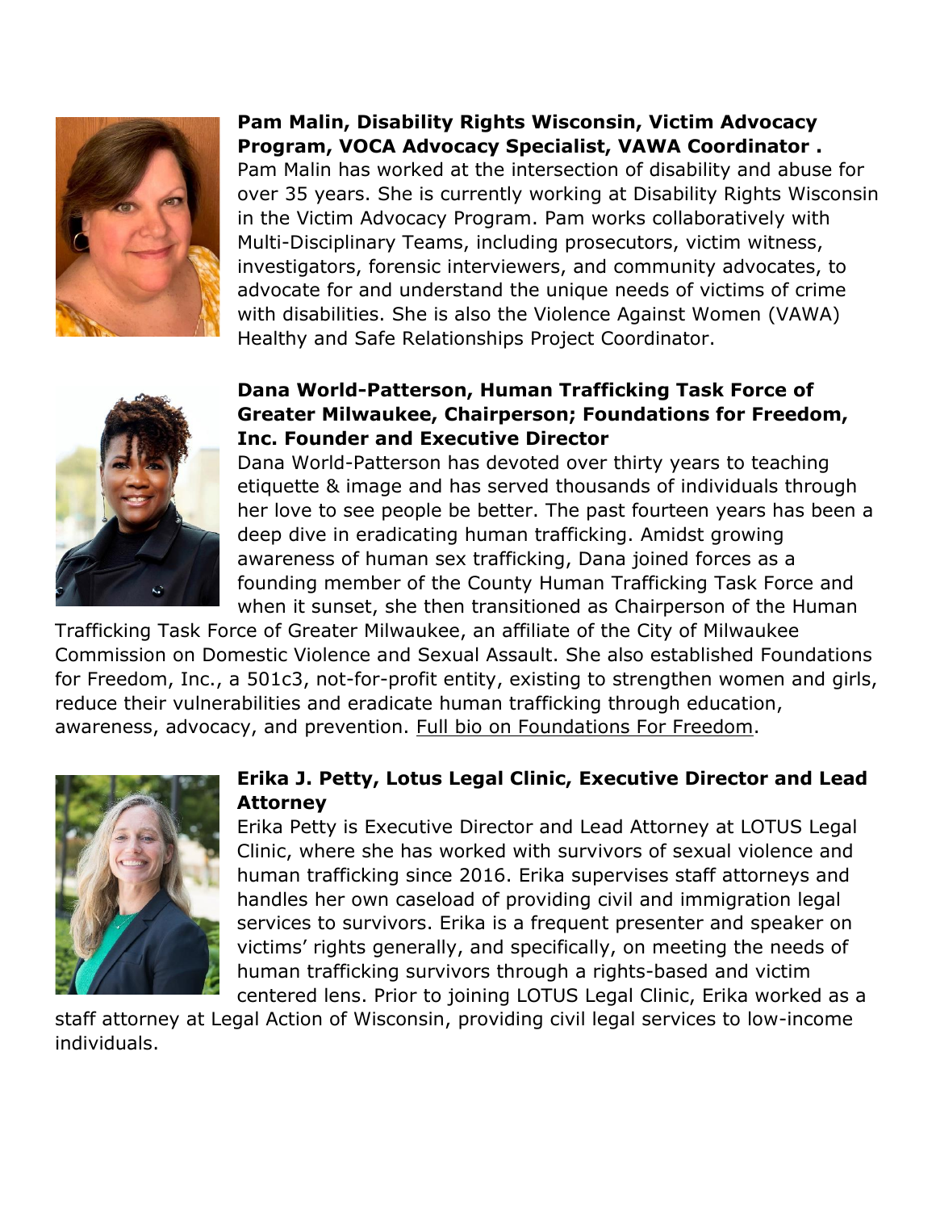**Pam Malin, Disability Rights Wisconsin, Victim Advocacy Program, VOCA Advocacy Specialist, VAWA Coordinator .**

Pam Malin has worked at the intersection of disability and abuse for over 35 years. She is currently working at Disability Rights Wisconsin in the Victim Advocacy Program. Pam works collaboratively with Multi-Disciplinary Teams, including prosecutors, victim witness, investigators, forensic interviewers, and community advocates, to advocate for and understand the unique needs of victims of crime with disabilities. She is also the Violence Against Women (VAWA) Healthy and Safe Relationships Project Coordinator.

**Dana World-Patterson, Human Trafficking Task Force of Greater Milwaukee, Chairperson; Foundations for Freedom, Inc. Founder and Executive Director**

Dana World-Patterson has devoted over thirty years to teaching etiquette & image and has served thousands of individuals through her love to see people be better. The past fourteen years has been a deep dive in eradicating human trafficking. Amidst growing awareness of human sex trafficking, Dana joined forces as a founding member of the County Human Trafficking Task Force and when it sunset, she then transitioned as Chairperson of the Human Trafficking Task Force of Greater Milwaukee, an affiliate of the City of Milwaukee Commission on Domestic Violence and Sexual Assault. She also established Foundations for Freedom, Inc., a 501c3, not-for-profit entity, existing to strengthen women and girls, reduce their vulnerabilities and eradicate human trafficking through education, awareness, advocacy, and prevention. Full bio on Foundations For Freedom.

**Erika J. Petty, Lotus Legal Clinic, Executive Director and Lead Attorney**

Erika Petty is Executive Director and Lead Attorney at LOTUS Legal Clinic, where she has worked with survivors of sexual violence and human trafficking since 2016. Erika supervises staff attorneys and handles her own caseload of providing civil and immigration legal services to survivors. Erika is a frequent presenter and speaker on victims' rights generally, and specifically, on meeting the needs of human trafficking survivors through a rights-based and victim centered lens. Prior to joining LOTUS Legal Clinic, Erika worked as a staff attorney at Legal Action of Wisconsin, providing civil legal services to low-income individuals.